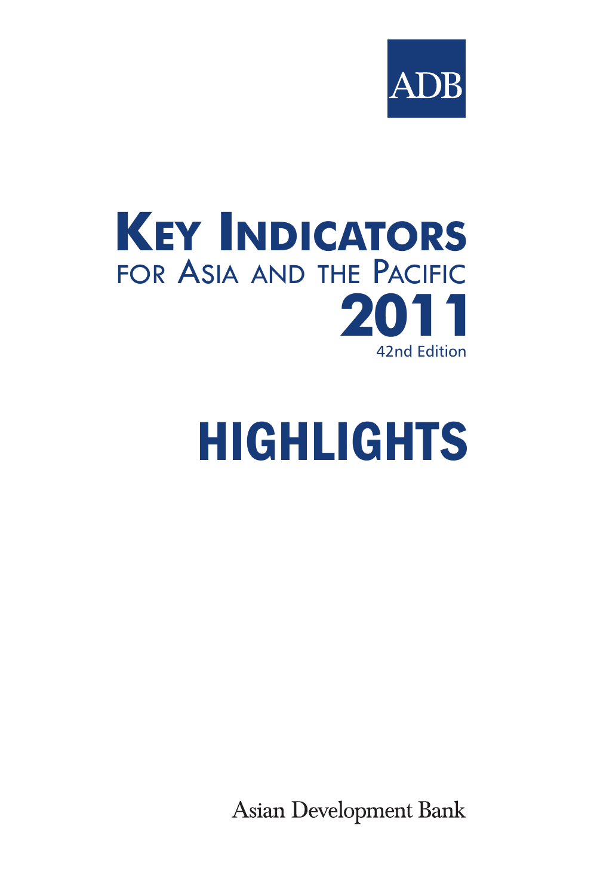ADB

# Key Indicators for Asia and the Pacific 2011

42nd Edition

# HIGHLIGHTS

Asian Development Bank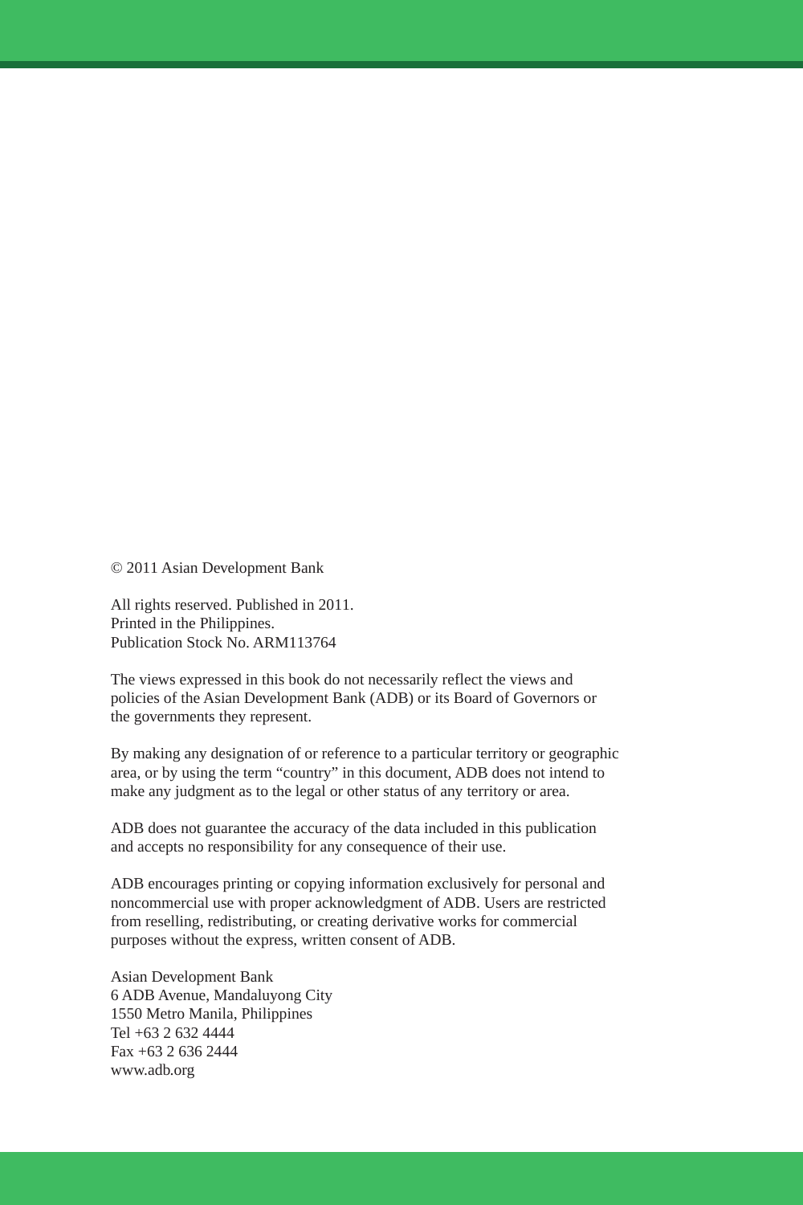© 2011 Asian Development Bank

All rights reserved. Published in 2011.
Printed in the Philippines.
Publication Stock No. ARM113764

The views expressed in this book do not necessarily reflect the views and policies of the Asian Development Bank (ADB) or its Board of Governors or the governments they represent.

By making any designation of or reference to a particular territory or geographic area, or by using the term "country" in this document, ADB does not intend to make any judgment as to the legal or other status of any territory or area.

ADB does not guarantee the accuracy of the data included in this publication and accepts no responsibility for any consequence of their use.

ADB encourages printing or copying information exclusively for personal and noncommercial use with proper acknowledgment of ADB. Users are restricted from reselling, redistributing, or creating derivative works for commercial purposes without the express, written consent of ADB.

Asian Development Bank
6 ADB Avenue, Mandaluyong City
1550 Metro Manila, Philippines
Tel +63 2 632 4444
Fax +63 2 636 2444
www.adb.org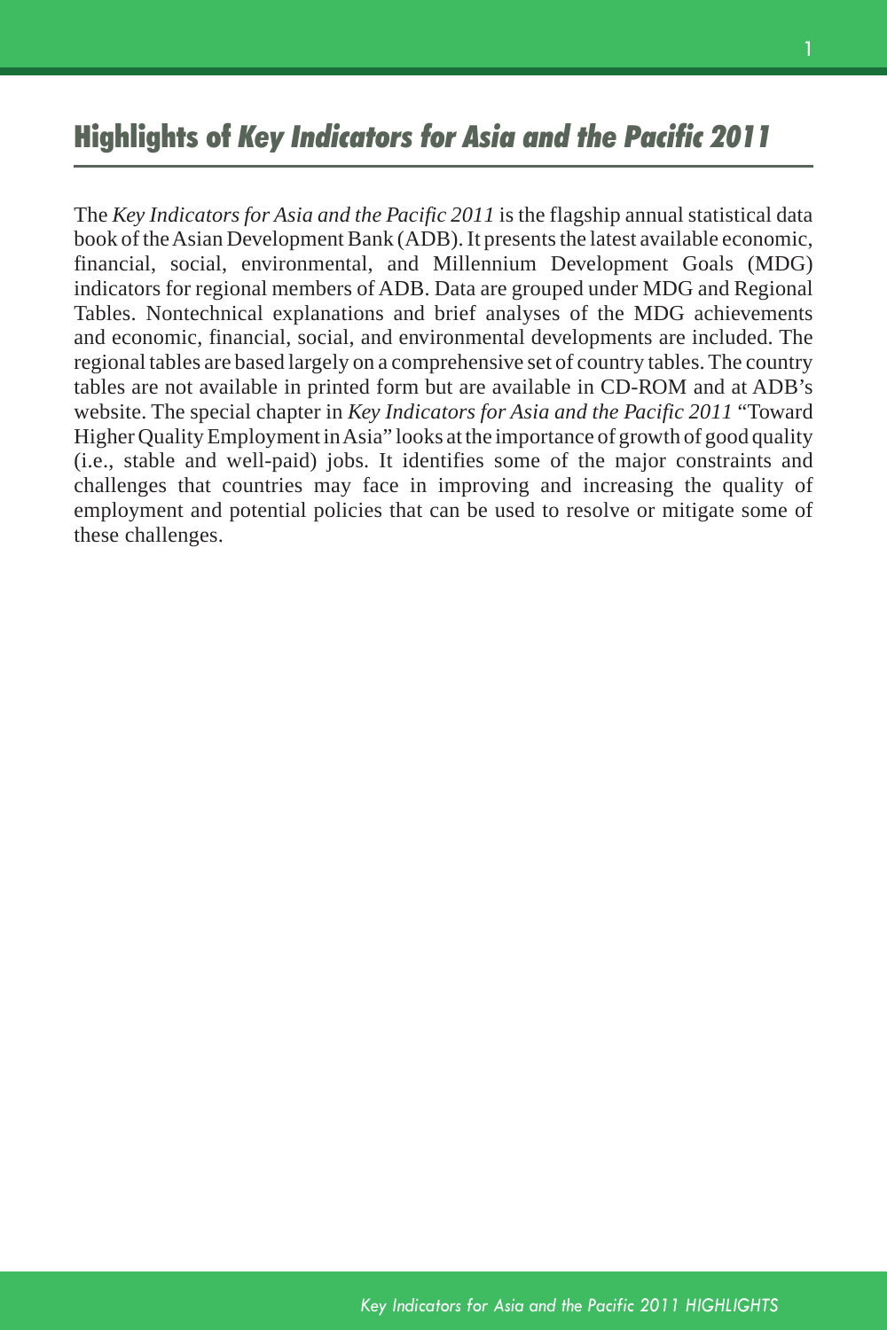# Highlights of *Key Indicators for Asia and the Pacific 2011*

The *Key Indicators for Asia and the Pacific 2011* is the flagship annual statistical data book of the Asian Development Bank (ADB). It presents the latest available economic, financial, social, environmental, and Millennium Development Goals (MDG) indicators for regional members of ADB. Data are grouped under MDG and Regional Tables. Nontechnical explanations and brief analyses of the MDG achievements and economic, financial, social, and environmental developments are included. The regional tables are based largely on a comprehensive set of country tables. The country tables are not available in printed form but are available in CD-ROM and at ADB's website. The special chapter in *Key Indicators for Asia and the Pacific 2011* "Toward Higher Quality Employment in Asia" looks at the importance of growth of good quality (i.e., stable and well-paid) jobs. It identifies some of the major constraints and challenges that countries may face in improving and increasing the quality of employment and potential policies that can be used to resolve or mitigate some of these challenges.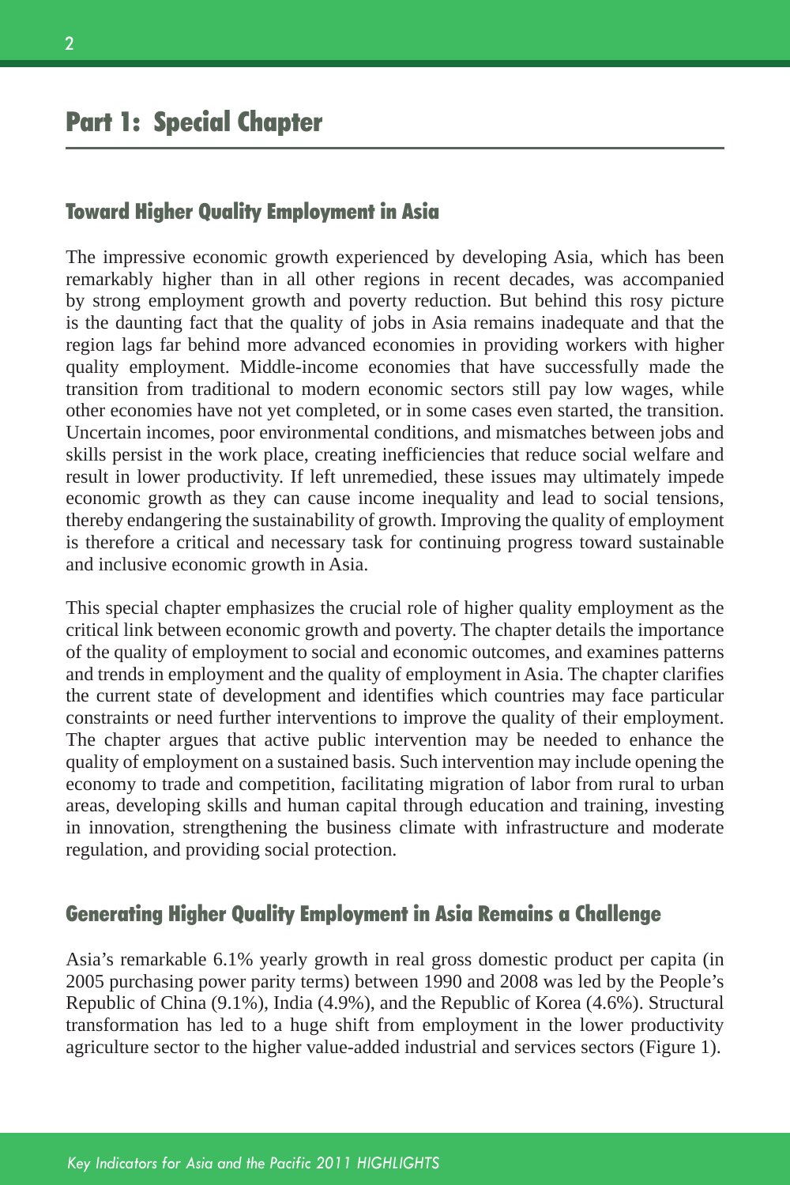# Part 1: Special Chapter

## Toward Higher Quality Employment in Asia

The impressive economic growth experienced by developing Asia, which has been remarkably higher than in all other regions in recent decades, was accompanied by strong employment growth and poverty reduction. But behind this rosy picture is the daunting fact that the quality of jobs in Asia remains inadequate and that the region lags far behind more advanced economies in providing workers with higher quality employment. Middle-income economies that have successfully made the transition from traditional to modern economic sectors still pay low wages, while other economies have not yet completed, or in some cases even started, the transition. Uncertain incomes, poor environmental conditions, and mismatches between jobs and skills persist in the work place, creating inefficiencies that reduce social welfare and result in lower productivity. If left unremedied, these issues may ultimately impede economic growth as they can cause income inequality and lead to social tensions, thereby endangering the sustainability of growth. Improving the quality of employment is therefore a critical and necessary task for continuing progress toward sustainable and inclusive economic growth in Asia.

This special chapter emphasizes the crucial role of higher quality employment as the critical link between economic growth and poverty. The chapter details the importance of the quality of employment to social and economic outcomes, and examines patterns and trends in employment and the quality of employment in Asia. The chapter clarifies the current state of development and identifies which countries may face particular constraints or need further interventions to improve the quality of their employment. The chapter argues that active public intervention may be needed to enhance the quality of employment on a sustained basis. Such intervention may include opening the economy to trade and competition, facilitating migration of labor from rural to urban areas, developing skills and human capital through education and training, investing in innovation, strengthening the business climate with infrastructure and moderate regulation, and providing social protection.

## Generating Higher Quality Employment in Asia Remains a Challenge

Asia's remarkable 6.1% yearly growth in real gross domestic product per capita (in 2005 purchasing power parity terms) between 1990 and 2008 was led by the People's Republic of China (9.1%), India (4.9%), and the Republic of Korea (4.6%). Structural transformation has led to a huge shift from employment in the lower productivity agriculture sector to the higher value-added industrial and services sectors (Figure 1).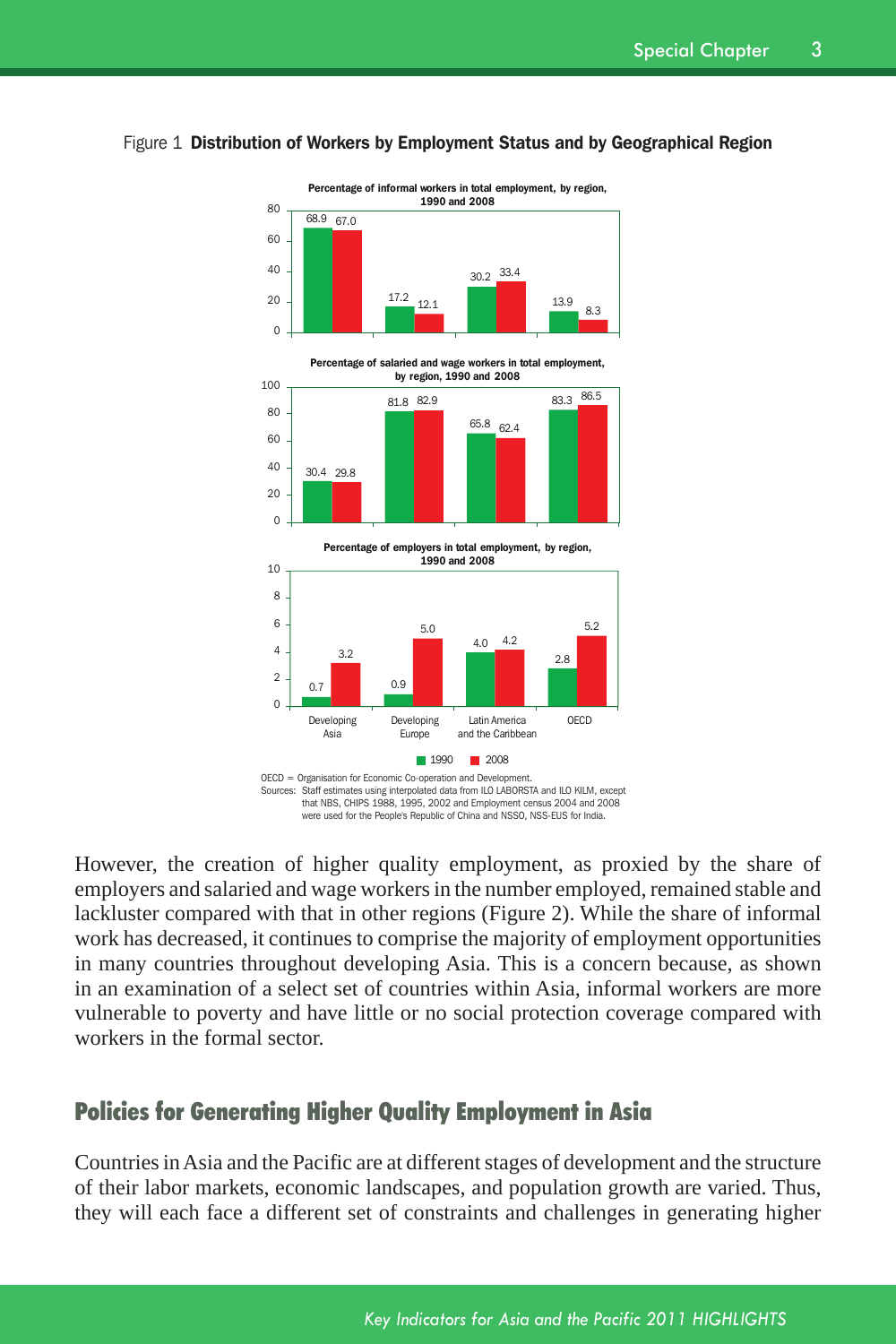Figure 1 **Distribution of Workers by Employment Status and by Geographical Region**

**Percentage of informal workers in total employment, by region, 1990 and 2008**

| Region | 1990 | 2008 |
|---|---|---|
| Developing Asia | 68.9 | 67.0 |
| Developing Europe | 17.2 | 12.1 |
| Latin America and the Caribbean | 30.2 | 33.4 |
| OECD | 13.9 | 8.3 |

**Percentage of salaried and wage workers in total employment, by region, 1990 and 2008**

| Region | 1990 | 2008 |
|---|---|---|
| Developing Asia | 30.4 | 29.8 |
| Developing Europe | 81.8 | 82.9 |
| Latin America and the Caribbean | 65.8 | 62.4 |
| OECD | 83.3 | 86.5 |

**Percentage of employers in total employment, by region, 1990 and 2008**

| Region | 1990 | 2008 |
|---|---|---|
| Developing Asia | 0.7 | 3.2 |
| Developing Europe | 0.9 | 5.0 |
| Latin America and the Caribbean | 4.0 | 4.2 |
| OECD | 2.8 | 5.2 |

OECD = Organisation for Economic Co-operation and Development.
Sources: Staff estimates using interpolated data from ILO LABORSTA and ILO KILM, except that NBS, CHIPS 1988, 1995, 2002 and Employment census 2004 and 2008 were used for the People's Republic of China and NSSO, NSS-EUS for India.

However, the creation of higher quality employment, as proxied by the share of employers and salaried and wage workers in the number employed, remained stable and lackluster compared with that in other regions (Figure 2). While the share of informal work has decreased, it continues to comprise the majority of employment opportunities in many countries throughout developing Asia. This is a concern because, as shown in an examination of a select set of countries within Asia, informal workers are more vulnerable to poverty and have little or no social protection coverage compared with workers in the formal sector.

## Policies for Generating Higher Quality Employment in Asia

Countries in Asia and the Pacific are at different stages of development and the structure of their labor markets, economic landscapes, and population growth are varied. Thus, they will each face a different set of constraints and challenges in generating higher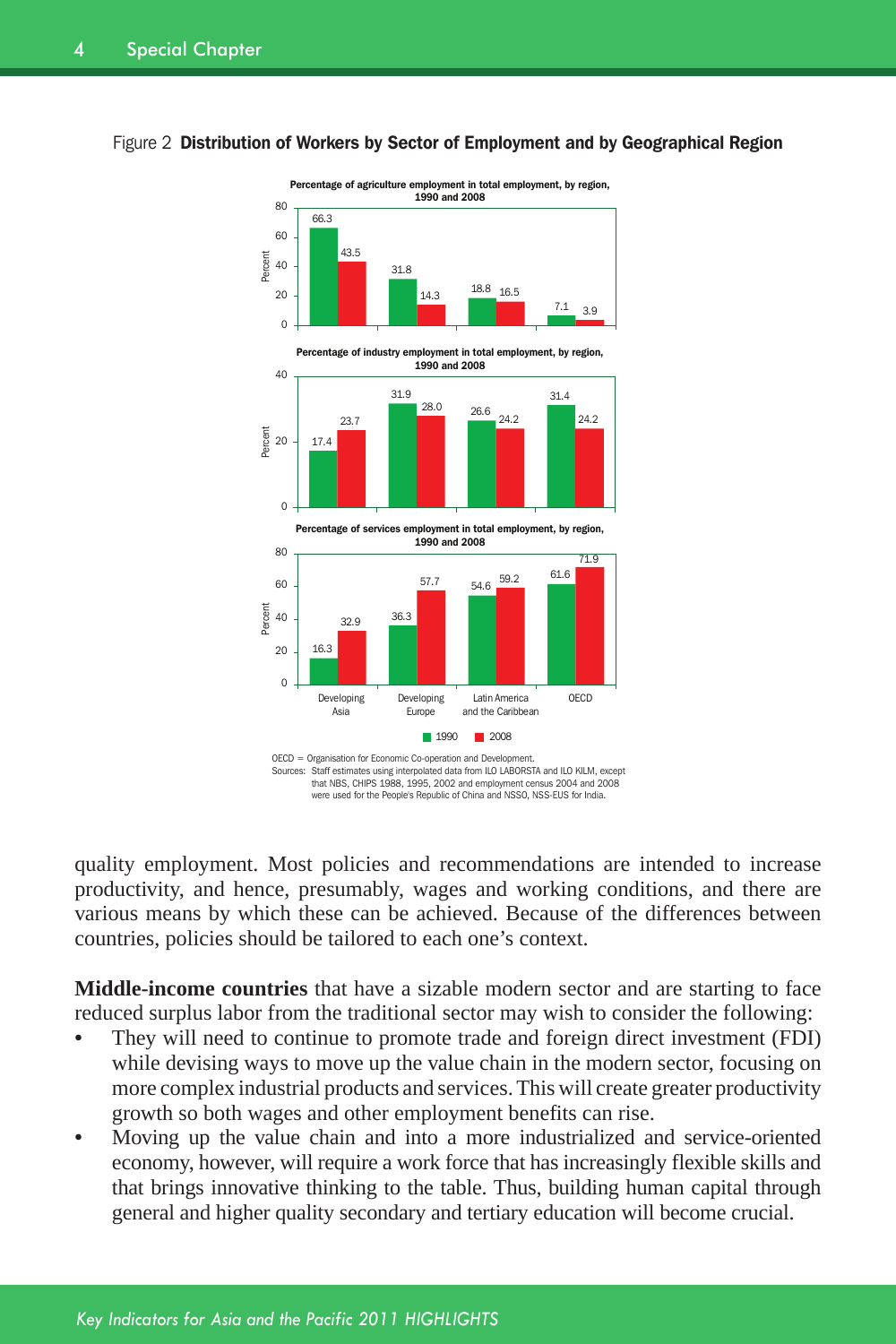Figure 2 **Distribution of Workers by Sector of Employment and by Geographical Region**

**Percentage of agriculture employment in total employment, by region, 1990 and 2008**

| Region | 1990 | 2008 |
|---|---|---|
| Developing Asia | 66.3 | 43.5 |
| Developing Europe | 31.8 | 14.3 |
| Latin America and the Caribbean | 18.8 | 16.5 |
| OECD | 7.1 | 3.9 |

**Percentage of industry employment in total employment, by region, 1990 and 2008**

| Region | 1990 | 2008 |
|---|---|---|
| Developing Asia | 17.4 | 23.7 |
| Developing Europe | 31.9 | 28.0 |
| Latin America and the Caribbean | 26.6 | 24.2 |
| OECD | 31.4 | 24.2 |

**Percentage of services employment in total employment, by region, 1990 and 2008**

| Region | 1990 | 2008 |
|---|---|---|
| Developing Asia | 16.3 | 32.9 |
| Developing Europe | 36.3 | 57.7 |
| Latin America and the Caribbean | 54.6 | 59.2 |
| OECD | 61.6 | 71.9 |

OECD = Organisation for Economic Co-operation and Development.
Sources: Staff estimates using interpolated data from ILO LABORSTA and ILO KILM, except that NBS, CHIPS 1988, 1995, 2002 and employment census 2004 and 2008 were used for the People's Republic of China and NSSO, NSS-EUS for India.

quality employment. Most policies and recommendations are intended to increase productivity, and hence, presumably, wages and working conditions, and there are various means by which these can be achieved. Because of the differences between countries, policies should be tailored to each one's context.

**Middle-income countries** that have a sizable modern sector and are starting to face reduced surplus labor from the traditional sector may wish to consider the following:

- They will need to continue to promote trade and foreign direct investment (FDI) while devising ways to move up the value chain in the modern sector, focusing on more complex industrial products and services. This will create greater productivity growth so both wages and other employment benefits can rise.
- Moving up the value chain and into a more industrialized and service-oriented economy, however, will require a work force that has increasingly flexible skills and that brings innovative thinking to the table. Thus, building human capital through general and higher quality secondary and tertiary education will become crucial.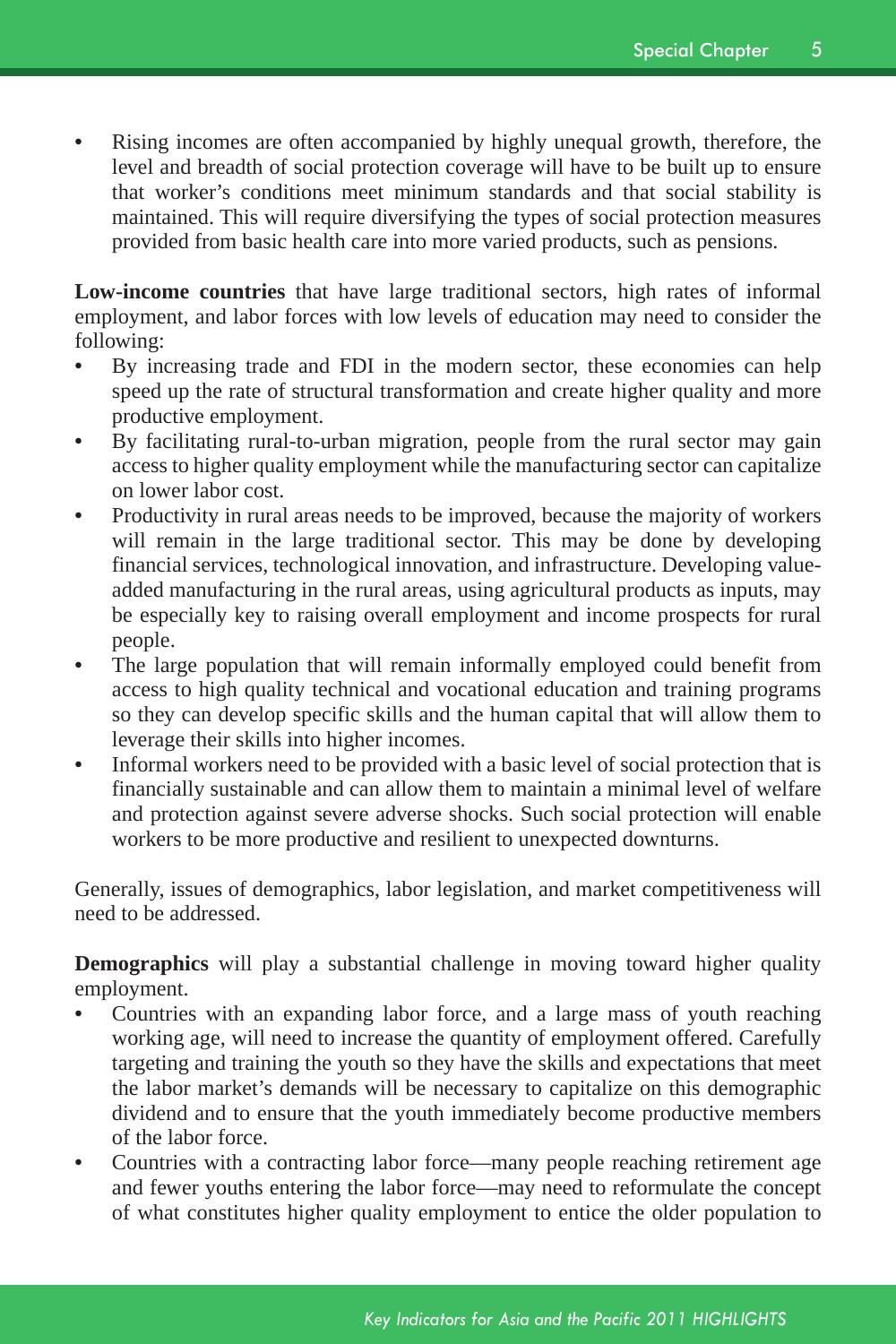- Rising incomes are often accompanied by highly unequal growth, therefore, the level and breadth of social protection coverage will have to be built up to ensure that worker's conditions meet minimum standards and that social stability is maintained. This will require diversifying the types of social protection measures provided from basic health care into more varied products, such as pensions.

**Low-income countries** that have large traditional sectors, high rates of informal employment, and labor forces with low levels of education may need to consider the following:

- By increasing trade and FDI in the modern sector, these economies can help speed up the rate of structural transformation and create higher quality and more productive employment.
- By facilitating rural-to-urban migration, people from the rural sector may gain access to higher quality employment while the manufacturing sector can capitalize on lower labor cost.
- Productivity in rural areas needs to be improved, because the majority of workers will remain in the large traditional sector. This may be done by developing financial services, technological innovation, and infrastructure. Developing value-added manufacturing in the rural areas, using agricultural products as inputs, may be especially key to raising overall employment and income prospects for rural people.
- The large population that will remain informally employed could benefit from access to high quality technical and vocational education and training programs so they can develop specific skills and the human capital that will allow them to leverage their skills into higher incomes.
- Informal workers need to be provided with a basic level of social protection that is financially sustainable and can allow them to maintain a minimal level of welfare and protection against severe adverse shocks. Such social protection will enable workers to be more productive and resilient to unexpected downturns.

Generally, issues of demographics, labor legislation, and market competitiveness will need to be addressed.

**Demographics** will play a substantial challenge in moving toward higher quality employment.

- Countries with an expanding labor force, and a large mass of youth reaching working age, will need to increase the quantity of employment offered. Carefully targeting and training the youth so they have the skills and expectations that meet the labor market's demands will be necessary to capitalize on this demographic dividend and to ensure that the youth immediately become productive members of the labor force.
- Countries with a contracting labor force—many people reaching retirement age and fewer youths entering the labor force—may need to reformulate the concept of what constitutes higher quality employment to entice the older population to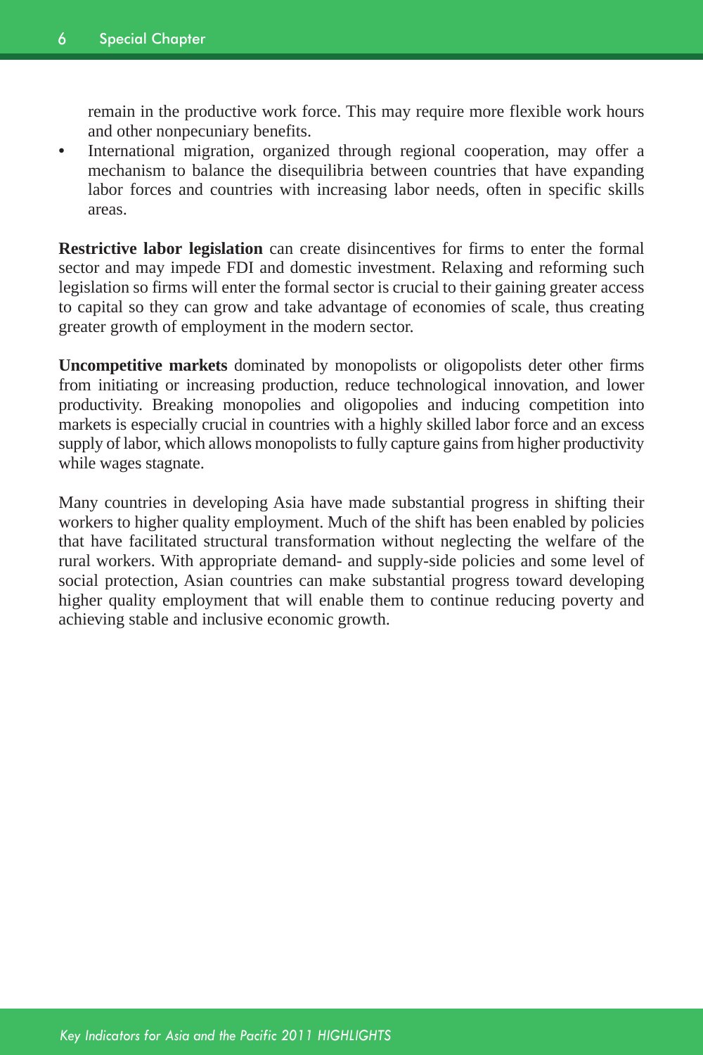remain in the productive work force. This may require more flexible work hours and other nonpecuniary benefits.

- International migration, organized through regional cooperation, may offer a mechanism to balance the disequilibria between countries that have expanding labor forces and countries with increasing labor needs, often in specific skills areas.

**Restrictive labor legislation** can create disincentives for firms to enter the formal sector and may impede FDI and domestic investment. Relaxing and reforming such legislation so firms will enter the formal sector is crucial to their gaining greater access to capital so they can grow and take advantage of economies of scale, thus creating greater growth of employment in the modern sector.

**Uncompetitive markets** dominated by monopolists or oligopolists deter other firms from initiating or increasing production, reduce technological innovation, and lower productivity. Breaking monopolies and oligopolies and inducing competition into markets is especially crucial in countries with a highly skilled labor force and an excess supply of labor, which allows monopolists to fully capture gains from higher productivity while wages stagnate.

Many countries in developing Asia have made substantial progress in shifting their workers to higher quality employment. Much of the shift has been enabled by policies that have facilitated structural transformation without neglecting the welfare of the rural workers. With appropriate demand- and supply-side policies and some level of social protection, Asian countries can make substantial progress toward developing higher quality employment that will enable them to continue reducing poverty and achieving stable and inclusive economic growth.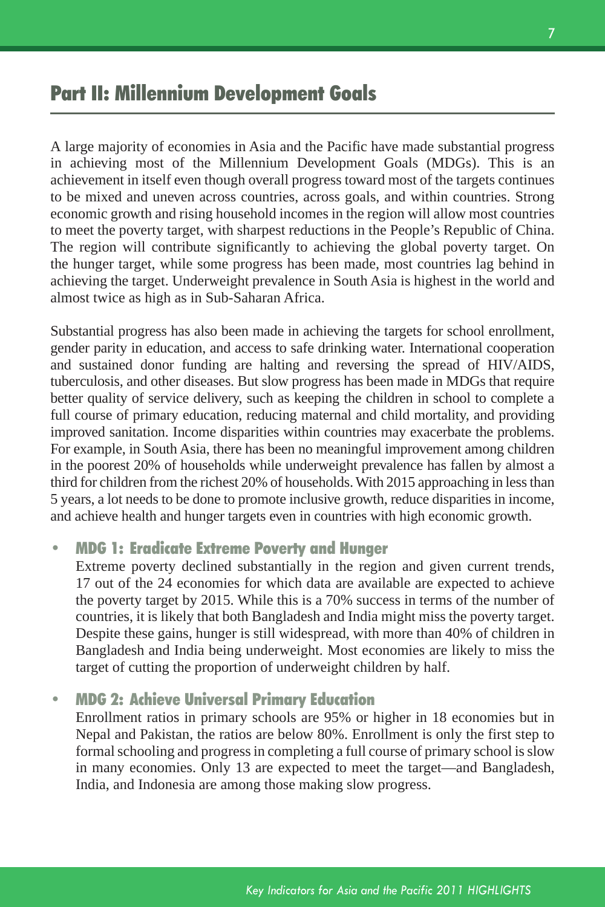## Part II: Millennium Development Goals

A large majority of economies in Asia and the Pacific have made substantial progress in achieving most of the Millennium Development Goals (MDGs). This is an achievement in itself even though overall progress toward most of the targets continues to be mixed and uneven across countries, across goals, and within countries. Strong economic growth and rising household incomes in the region will allow most countries to meet the poverty target, with sharpest reductions in the People's Republic of China. The region will contribute significantly to achieving the global poverty target. On the hunger target, while some progress has been made, most countries lag behind in achieving the target. Underweight prevalence in South Asia is highest in the world and almost twice as high as in Sub-Saharan Africa.

Substantial progress has also been made in achieving the targets for school enrollment, gender parity in education, and access to safe drinking water. International cooperation and sustained donor funding are halting and reversing the spread of HIV/AIDS, tuberculosis, and other diseases. But slow progress has been made in MDGs that require better quality of service delivery, such as keeping the children in school to complete a full course of primary education, reducing maternal and child mortality, and providing improved sanitation. Income disparities within countries may exacerbate the problems. For example, in South Asia, there has been no meaningful improvement among children in the poorest 20% of households while underweight prevalence has fallen by almost a third for children from the richest 20% of households. With 2015 approaching in less than 5 years, a lot needs to be done to promote inclusive growth, reduce disparities in income, and achieve health and hunger targets even in countries with high economic growth.

- **MDG 1: Eradicate Extreme Poverty and Hunger**
  Extreme poverty declined substantially in the region and given current trends, 17 out of the 24 economies for which data are available are expected to achieve the poverty target by 2015. While this is a 70% success in terms of the number of countries, it is likely that both Bangladesh and India might miss the poverty target. Despite these gains, hunger is still widespread, with more than 40% of children in Bangladesh and India being underweight. Most economies are likely to miss the target of cutting the proportion of underweight children by half.

- **MDG 2: Achieve Universal Primary Education**
  Enrollment ratios in primary schools are 95% or higher in 18 economies but in Nepal and Pakistan, the ratios are below 80%. Enrollment is only the first step to formal schooling and progress in completing a full course of primary school is slow in many economies. Only 13 are expected to meet the target—and Bangladesh, India, and Indonesia are among those making slow progress.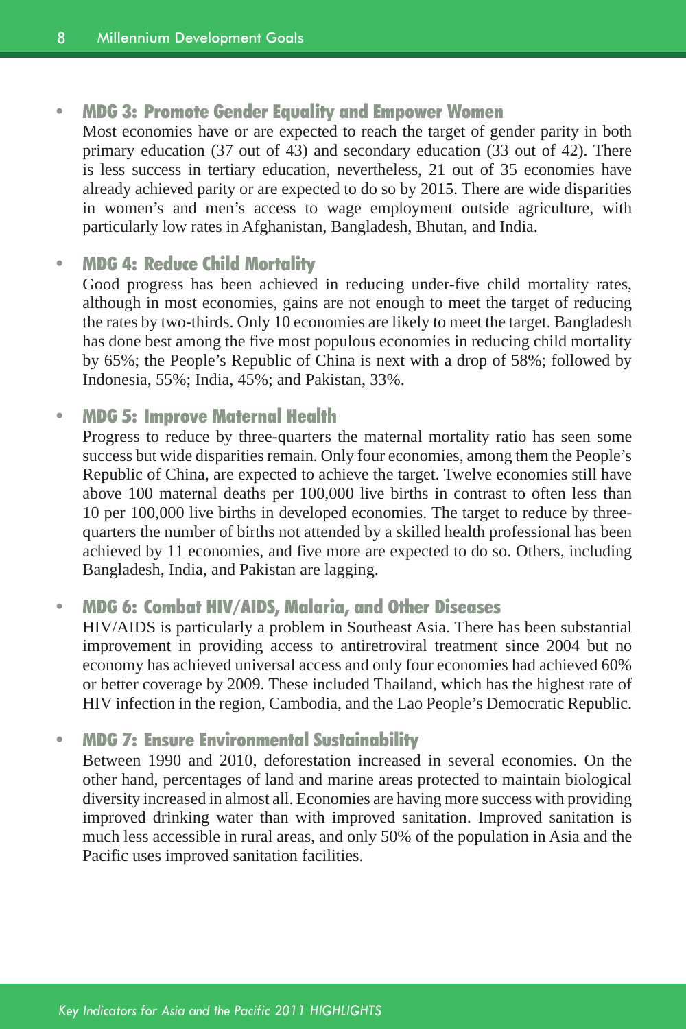- **MDG 3: Promote Gender Equality and Empower Women**
  Most economies have or are expected to reach the target of gender parity in both primary education (37 out of 43) and secondary education (33 out of 42). There is less success in tertiary education, nevertheless, 21 out of 35 economies have already achieved parity or are expected to do so by 2015. There are wide disparities in women's and men's access to wage employment outside agriculture, with particularly low rates in Afghanistan, Bangladesh, Bhutan, and India.

- **MDG 4: Reduce Child Mortality**
  Good progress has been achieved in reducing under-five child mortality rates, although in most economies, gains are not enough to meet the target of reducing the rates by two-thirds. Only 10 economies are likely to meet the target. Bangladesh has done best among the five most populous economies in reducing child mortality by 65%; the People's Republic of China is next with a drop of 58%; followed by Indonesia, 55%; India, 45%; and Pakistan, 33%.

- **MDG 5: Improve Maternal Health**
  Progress to reduce by three-quarters the maternal mortality ratio has seen some success but wide disparities remain. Only four economies, among them the People's Republic of China, are expected to achieve the target. Twelve economies still have above 100 maternal deaths per 100,000 live births in contrast to often less than 10 per 100,000 live births in developed economies. The target to reduce by three-quarters the number of births not attended by a skilled health professional has been achieved by 11 economies, and five more are expected to do so. Others, including Bangladesh, India, and Pakistan are lagging.

- **MDG 6: Combat HIV/AIDS, Malaria, and Other Diseases**
  HIV/AIDS is particularly a problem in Southeast Asia. There has been substantial improvement in providing access to antiretroviral treatment since 2004 but no economy has achieved universal access and only four economies had achieved 60% or better coverage by 2009. These included Thailand, which has the highest rate of HIV infection in the region, Cambodia, and the Lao People's Democratic Republic.

- **MDG 7: Ensure Environmental Sustainability**
  Between 1990 and 2010, deforestation increased in several economies. On the other hand, percentages of land and marine areas protected to maintain biological diversity increased in almost all. Economies are having more success with providing improved drinking water than with improved sanitation. Improved sanitation is much less accessible in rural areas, and only 50% of the population in Asia and the Pacific uses improved sanitation facilities.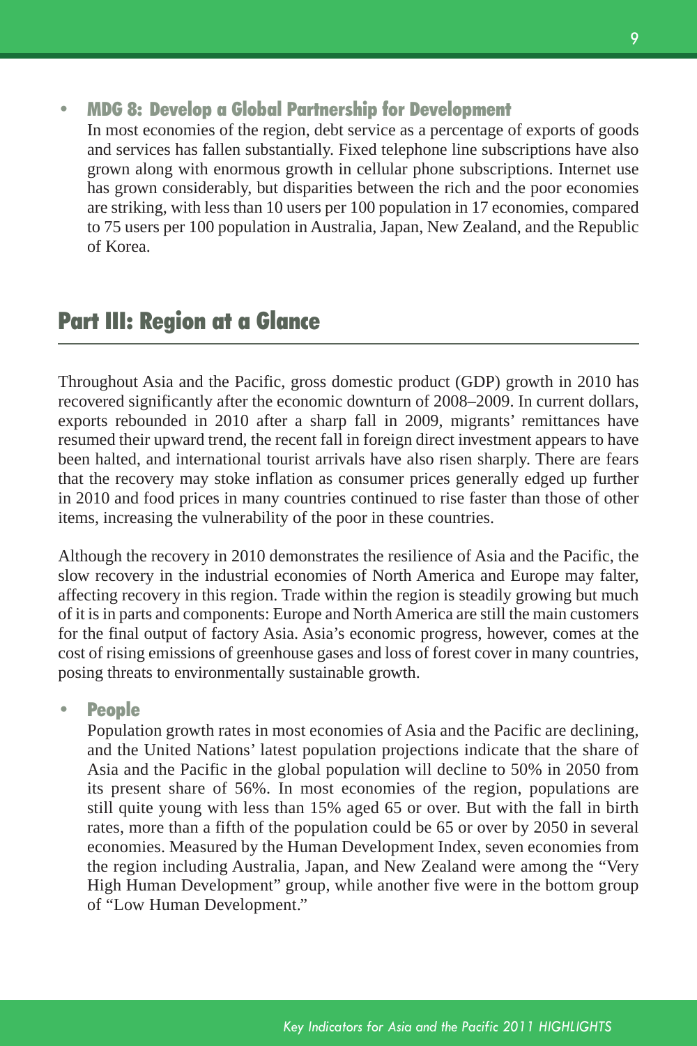- **MDG 8: Develop a Global Partnership for Development**

  In most economies of the region, debt service as a percentage of exports of goods and services has fallen substantially. Fixed telephone line subscriptions have also grown along with enormous growth in cellular phone subscriptions. Internet use has grown considerably, but disparities between the rich and the poor economies are striking, with less than 10 users per 100 population in 17 economies, compared to 75 users per 100 population in Australia, Japan, New Zealand, and the Republic of Korea.

## Part III: Region at a Glance

Throughout Asia and the Pacific, gross domestic product (GDP) growth in 2010 has recovered significantly after the economic downturn of 2008–2009. In current dollars, exports rebounded in 2010 after a sharp fall in 2009, migrants' remittances have resumed their upward trend, the recent fall in foreign direct investment appears to have been halted, and international tourist arrivals have also risen sharply. There are fears that the recovery may stoke inflation as consumer prices generally edged up further in 2010 and food prices in many countries continued to rise faster than those of other items, increasing the vulnerability of the poor in these countries.

Although the recovery in 2010 demonstrates the resilience of Asia and the Pacific, the slow recovery in the industrial economies of North America and Europe may falter, affecting recovery in this region. Trade within the region is steadily growing but much of it is in parts and components: Europe and North America are still the main customers for the final output of factory Asia. Asia's economic progress, however, comes at the cost of rising emissions of greenhouse gases and loss of forest cover in many countries, posing threats to environmentally sustainable growth.

- **People**

  Population growth rates in most economies of Asia and the Pacific are declining, and the United Nations' latest population projections indicate that the share of Asia and the Pacific in the global population will decline to 50% in 2050 from its present share of 56%. In most economies of the region, populations are still quite young with less than 15% aged 65 or over. But with the fall in birth rates, more than a fifth of the population could be 65 or over by 2050 in several economies. Measured by the Human Development Index, seven economies from the region including Australia, Japan, and New Zealand were among the "Very High Human Development" group, while another five were in the bottom group of "Low Human Development."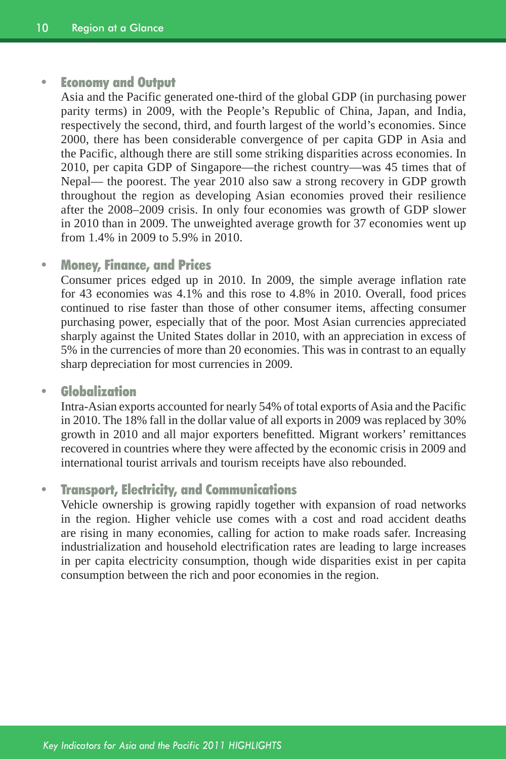- **Economy and Output**
  Asia and the Pacific generated one-third of the global GDP (in purchasing power parity terms) in 2009, with the People's Republic of China, Japan, and India, respectively the second, third, and fourth largest of the world's economies. Since 2000, there has been considerable convergence of per capita GDP in Asia and the Pacific, although there are still some striking disparities across economies. In 2010, per capita GDP of Singapore—the richest country—was 45 times that of Nepal— the poorest. The year 2010 also saw a strong recovery in GDP growth throughout the region as developing Asian economies proved their resilience after the 2008–2009 crisis. In only four economies was growth of GDP slower in 2010 than in 2009. The unweighted average growth for 37 economies went up from 1.4% in 2009 to 5.9% in 2010.

- **Money, Finance, and Prices**
  Consumer prices edged up in 2010. In 2009, the simple average inflation rate for 43 economies was 4.1% and this rose to 4.8% in 2010. Overall, food prices continued to rise faster than those of other consumer items, affecting consumer purchasing power, especially that of the poor. Most Asian currencies appreciated sharply against the United States dollar in 2010, with an appreciation in excess of 5% in the currencies of more than 20 economies. This was in contrast to an equally sharp depreciation for most currencies in 2009.

- **Globalization**
  Intra-Asian exports accounted for nearly 54% of total exports of Asia and the Pacific in 2010. The 18% fall in the dollar value of all exports in 2009 was replaced by 30% growth in 2010 and all major exporters benefitted. Migrant workers' remittances recovered in countries where they were affected by the economic crisis in 2009 and international tourist arrivals and tourism receipts have also rebounded.

- **Transport, Electricity, and Communications**
  Vehicle ownership is growing rapidly together with expansion of road networks in the region. Higher vehicle use comes with a cost and road accident deaths are rising in many economies, calling for action to make roads safer. Increasing industrialization and household electrification rates are leading to large increases in per capita electricity consumption, though wide disparities exist in per capita consumption between the rich and poor economies in the region.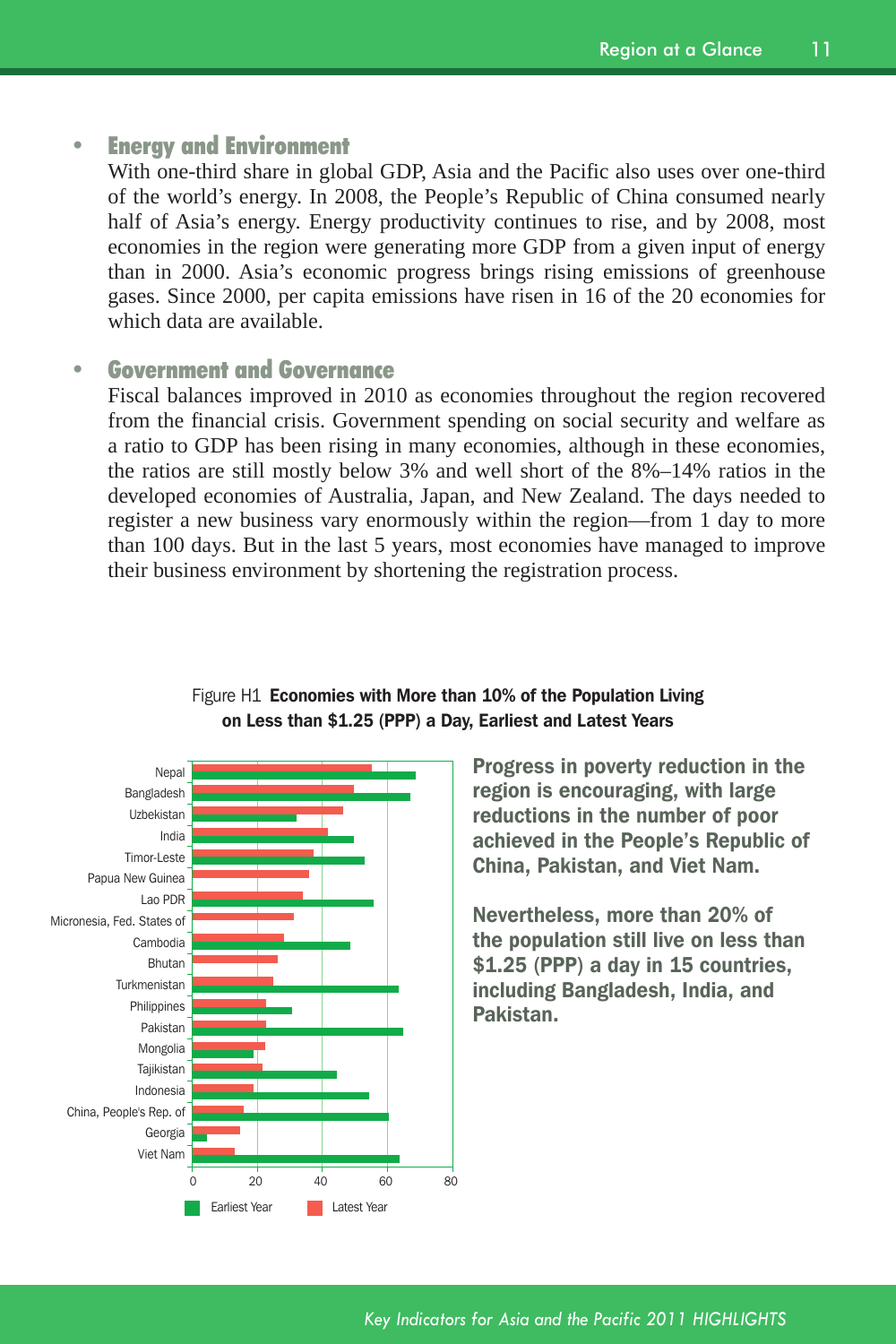- **Energy and Environment**
  With one-third share in global GDP, Asia and the Pacific also uses over one-third of the world's energy. In 2008, the People's Republic of China consumed nearly half of Asia's energy. Energy productivity continues to rise, and by 2008, most economies in the region were generating more GDP from a given input of energy than in 2000. Asia's economic progress brings rising emissions of greenhouse gases. Since 2000, per capita emissions have risen in 16 of the 20 economies for which data are available.

- **Government and Governance**
  Fiscal balances improved in 2010 as economies throughout the region recovered from the financial crisis. Government spending on social security and welfare as a ratio to GDP has been rising in many economies, although in these economies, the ratios are still mostly below 3% and well short of the 8%–14% ratios in the developed economies of Australia, Japan, and New Zealand. The days needed to register a new business vary enormously within the region—from 1 day to more than 100 days. But in the last 5 years, most economies have managed to improve their business environment by shortening the registration process.

Figure H1 **Economies with More than 10% of the Population Living on Less than $1.25 (PPP) a Day, Earliest and Latest Years**

**Progress in poverty reduction in the region is encouraging, with large reductions in the number of poor achieved in the People's Republic of China, Pakistan, and Viet Nam.**

**Nevertheless, more than 20% of the population still live on less than $1.25 (PPP) a day in 15 countries, including Bangladesh, India, and Pakistan.**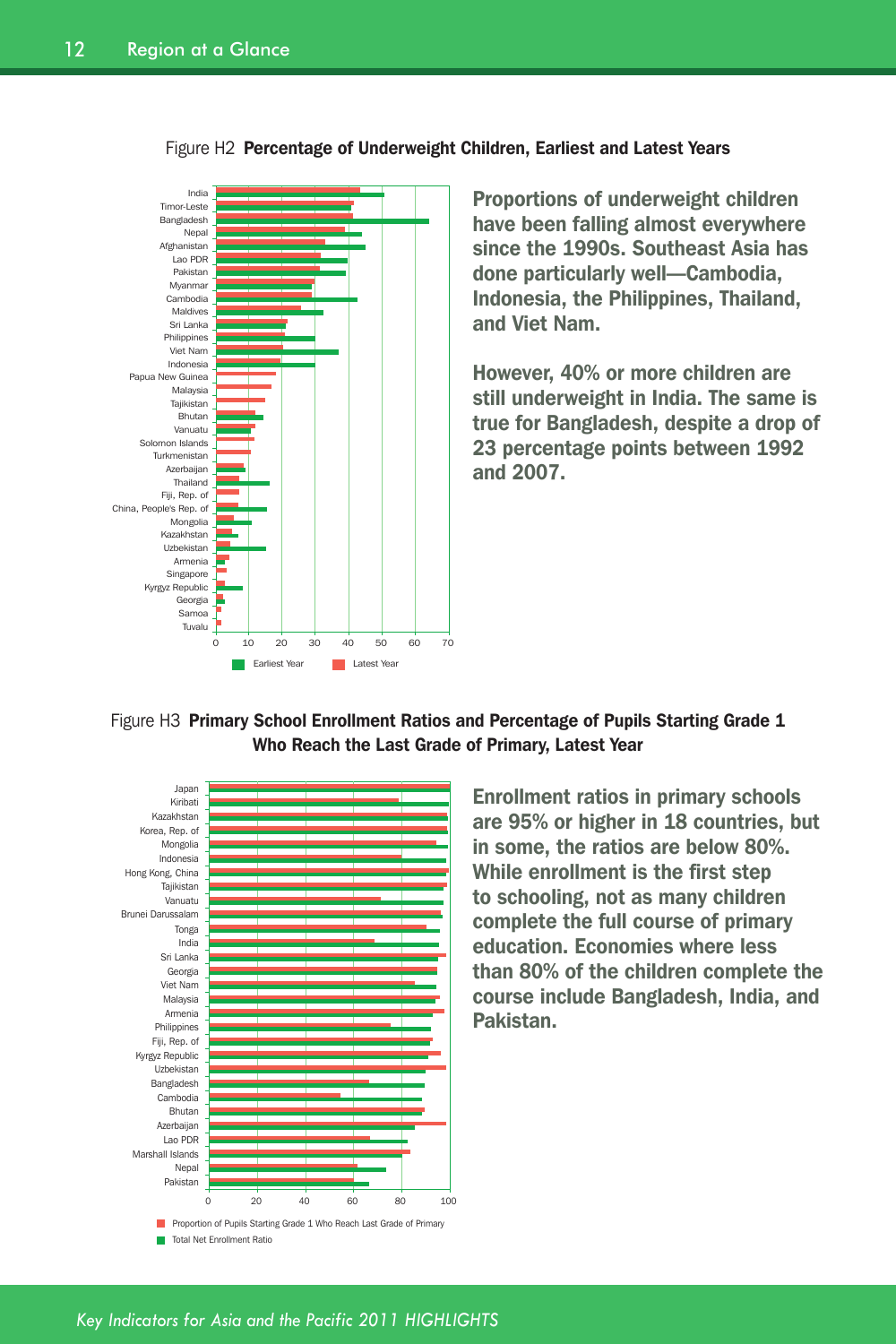Figure H2 **Percentage of Underweight Children, Earliest and Latest Years**

**Proportions of underweight children have been falling almost everywhere since the 1990s. Southeast Asia has done particularly well—Cambodia, Indonesia, the Philippines, Thailand, and Viet Nam.**

**However, 40% or more children are still underweight in India. The same is true for Bangladesh, despite a drop of 23 percentage points between 1992 and 2007.**

Figure H3 **Primary School Enrollment Ratios and Percentage of Pupils Starting Grade 1 Who Reach the Last Grade of Primary, Latest Year**

**Enrollment ratios in primary schools are 95% or higher in 18 countries, but in some, the ratios are below 80%. While enrollment is the first step to schooling, not as many children complete the full course of primary education. Economies where less than 80% of the children complete the course include Bangladesh, India, and Pakistan.**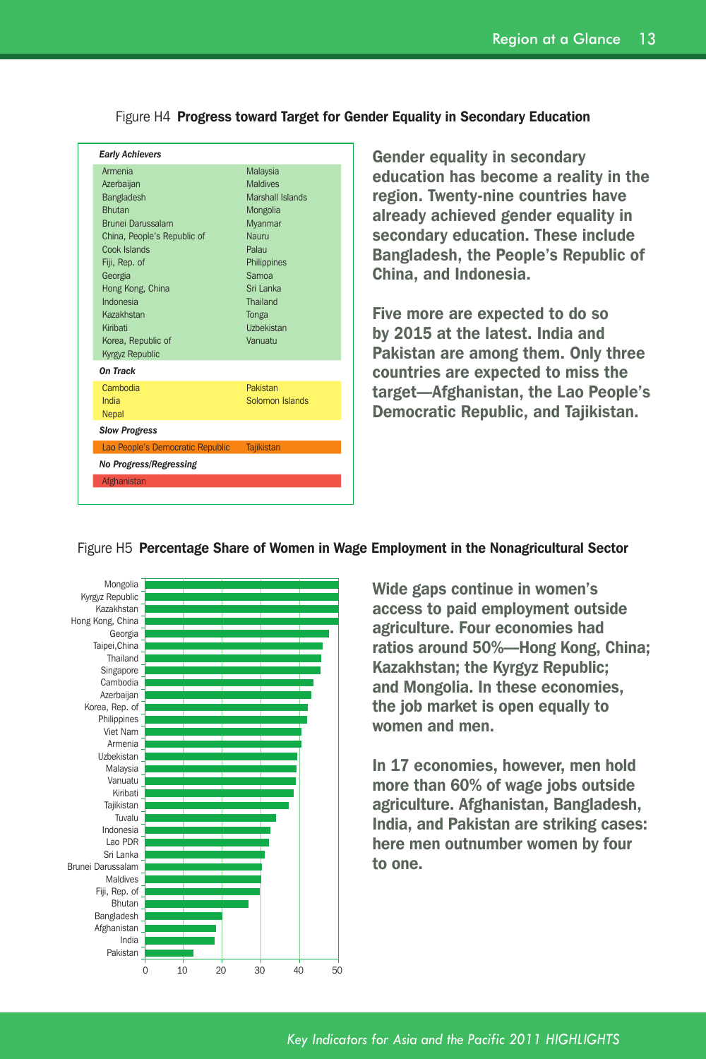Figure H4 **Progress toward Target for Gender Equality in Secondary Education**

***Early Achievers***

| | |
|---|---|
| Armenia | Malaysia |
| Azerbaijan | Maldives |
| Bangladesh | Marshall Islands |
| Bhutan | Mongolia |
| Brunei Darussalam | Myanmar |
| China, People's Republic of | Nauru |
| Cook Islands | Palau |
| Fiji, Rep. of | Philippines |
| Georgia | Samoa |
| Hong Kong, China | Sri Lanka |
| Indonesia | Thailand |
| Kazakhstan | Tonga |
| Kiribati | Uzbekistan |
| Korea, Republic of | Vanuatu |
| Kyrgyz Republic | |

***On Track***

| | |
|---|---|
| Cambodia | Pakistan |
| India | Solomon Islands |
| Nepal | |

***Slow Progress***

| | |
|---|---|
| Lao People's Democratic Republic | Tajikistan |

***No Progress/Regressing***

Afghanistan

**Gender equality in secondary education has become a reality in the region. Twenty-nine countries have already achieved gender equality in secondary education. These include Bangladesh, the People's Republic of China, and Indonesia.**

**Five more are expected to do so by 2015 at the latest. India and Pakistan are among them. Only three countries are expected to miss the target—Afghanistan, the Lao People's Democratic Republic, and Tajikistan.**

Figure H5 **Percentage Share of Women in Wage Employment in the Nonagricultural Sector**

Mongolia, Kyrgyz Republic, Kazakhstan, Hong Kong, China, Georgia, Taipei,China, Thailand, Singapore, Cambodia, Azerbaijan, Korea, Rep. of, Philippines, Viet Nam, Armenia, Uzbekistan, Malaysia, Vanuatu, Kiribati, Tajikistan, Tuvalu, Indonesia, Lao PDR, Sri Lanka, Brunei Darussalam, Maldives, Fiji, Rep. of, Bhutan, Bangladesh, Afghanistan, India, Pakistan

0 10 20 30 40 50

**Wide gaps continue in women's access to paid employment outside agriculture. Four economies had ratios around 50%—Hong Kong, China; Kazakhstan; the Kyrgyz Republic; and Mongolia. In these economies, the job market is open equally to women and men.**

**In 17 economies, however, men hold more than 60% of wage jobs outside agriculture. Afghanistan, Bangladesh, India, and Pakistan are striking cases: here men outnumber women by four to one.**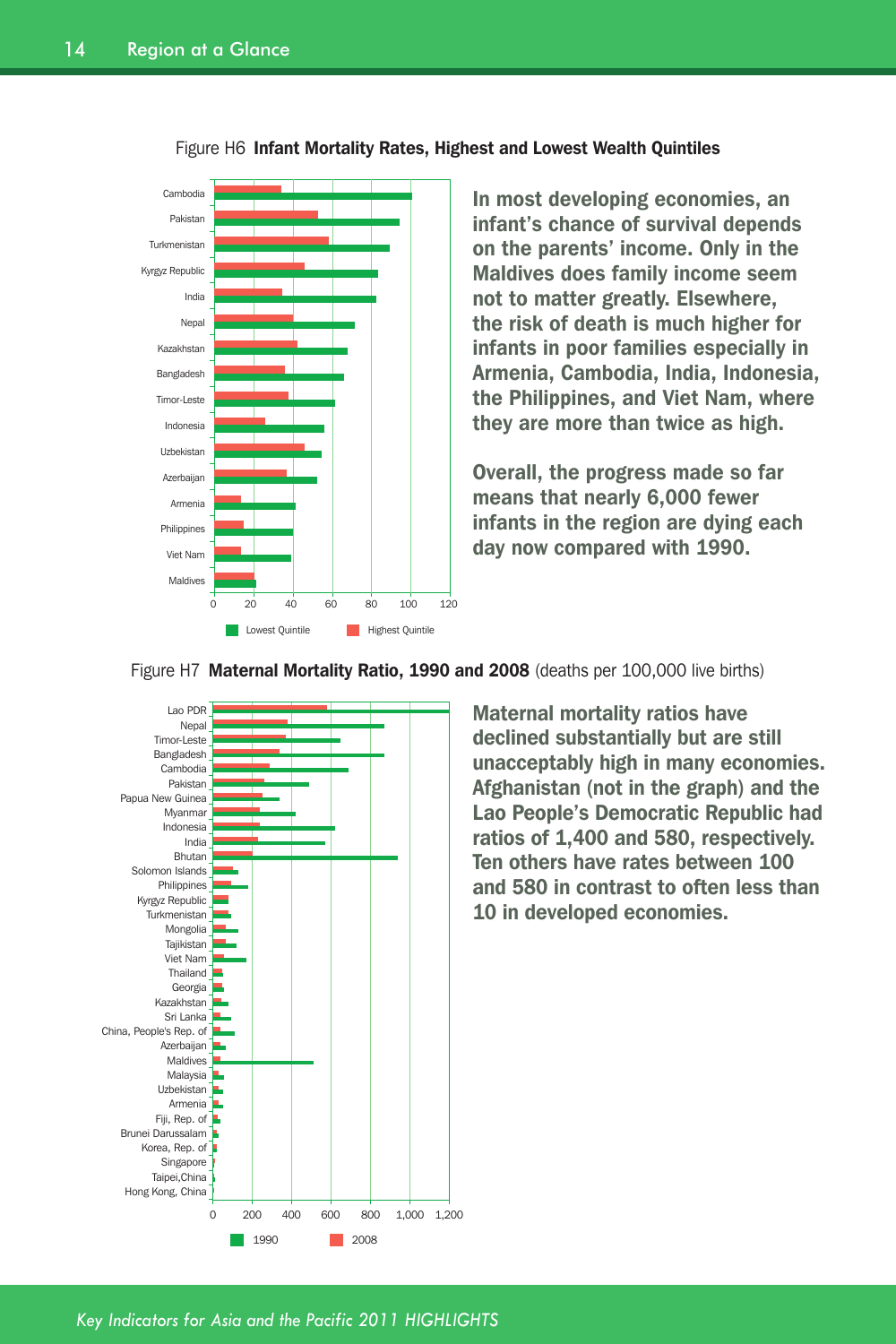Figure H6 **Infant Mortality Rates, Highest and Lowest Wealth Quintiles**

**In most developing economies, an infant's chance of survival depends on the parents' income. Only in the Maldives does family income seem not to matter greatly. Elsewhere, the risk of death is much higher for infants in poor families especially in Armenia, Cambodia, India, Indonesia, the Philippines, and Viet Nam, where they are more than twice as high.**

**Overall, the progress made so far means that nearly 6,000 fewer infants in the region are dying each day now compared with 1990.**

Figure H7 **Maternal Mortality Ratio, 1990 and 2008** (deaths per 100,000 live births)

**Maternal mortality ratios have declined substantially but are still unacceptably high in many economies. Afghanistan (not in the graph) and the Lao People's Democratic Republic had ratios of 1,400 and 580, respectively. Ten others have rates between 100 and 580 in contrast to often less than 10 in developed economies.**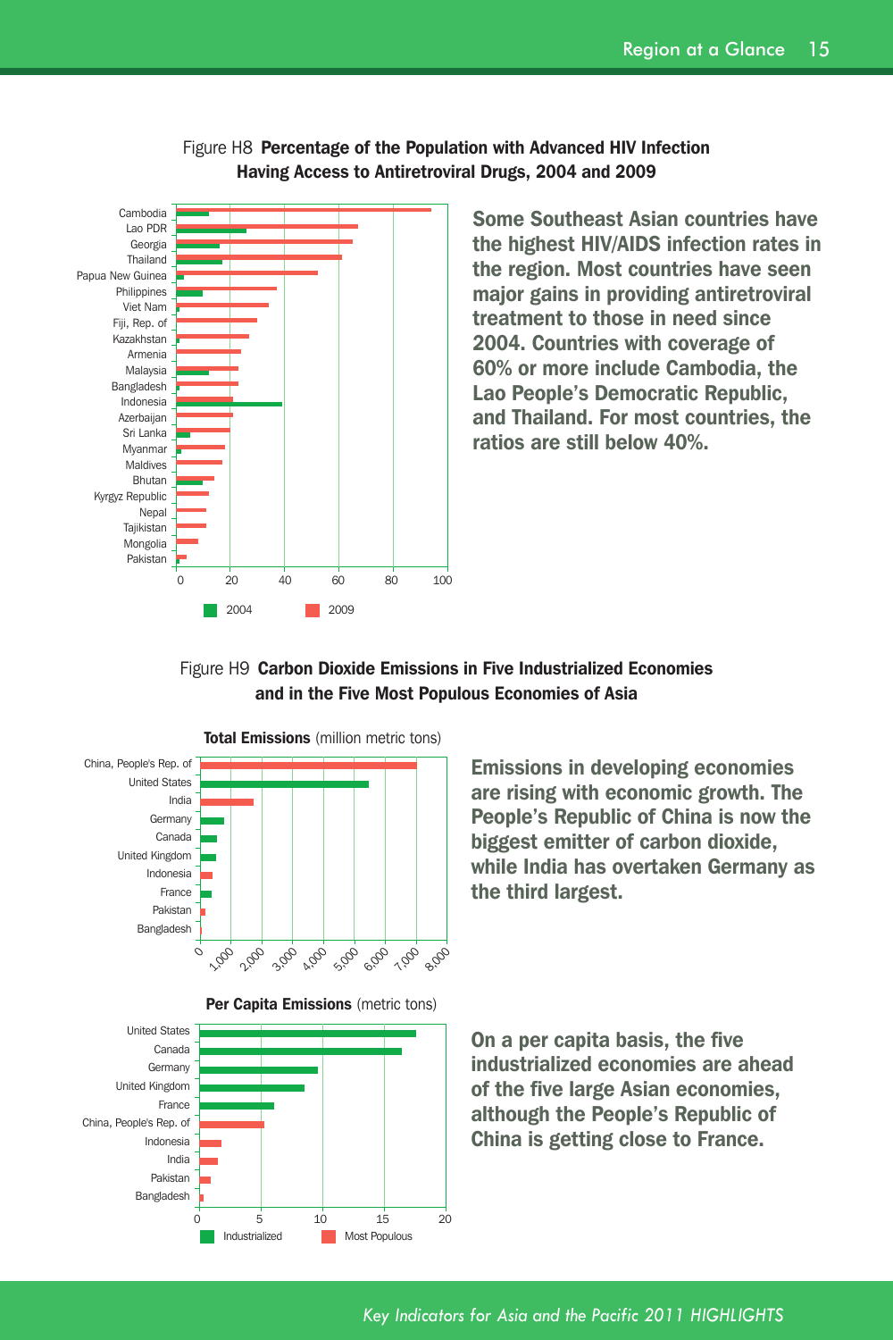Figure H8 **Percentage of the Population with Advanced HIV Infection Having Access to Antiretroviral Drugs, 2004 and 2009**

**Some Southeast Asian countries have the highest HIV/AIDS infection rates in the region. Most countries have seen major gains in providing antiretroviral treatment to those in need since 2004. Countries with coverage of 60% or more include Cambodia, the Lao People's Democratic Republic, and Thailand. For most countries, the ratios are still below 40%.**

Figure H9 **Carbon Dioxide Emissions in Five Industrialized Economies and in the Five Most Populous Economies of Asia**

**Total Emissions** (million metric tons)

**Emissions in developing economies are rising with economic growth. The People's Republic of China is now the biggest emitter of carbon dioxide, while India has overtaken Germany as the third largest.**

**Per Capita Emissions** (metric tons)

**On a per capita basis, the five industrialized economies are ahead of the five large Asian economies, although the People's Republic of China is getting close to France.**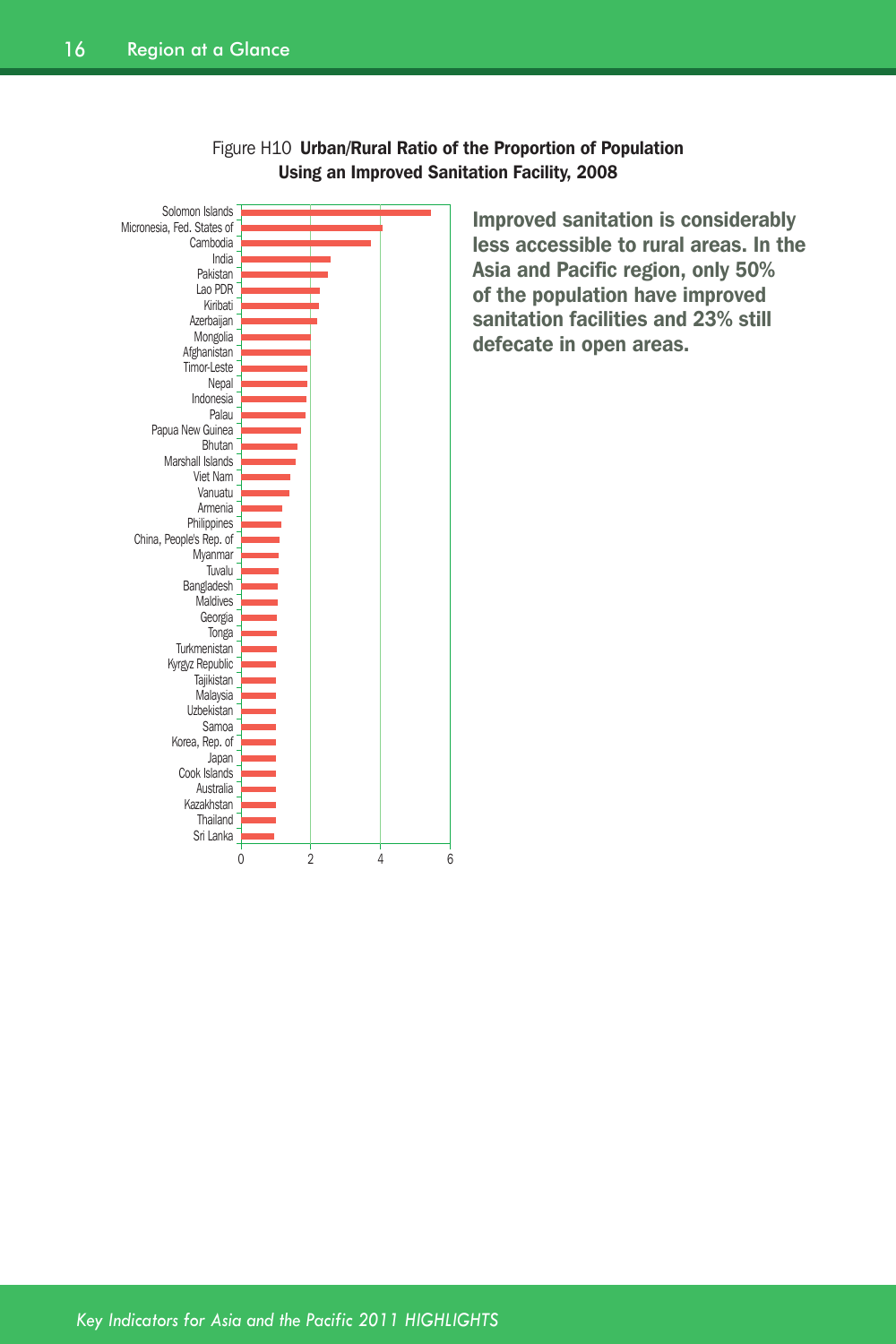Figure H10 **Urban/Rural Ratio of the Proportion of Population Using an Improved Sanitation Facility, 2008**

**Improved sanitation is considerably less accessible to rural areas. In the Asia and Pacific region, only 50% of the population have improved sanitation facilities and 23% still defecate in open areas.**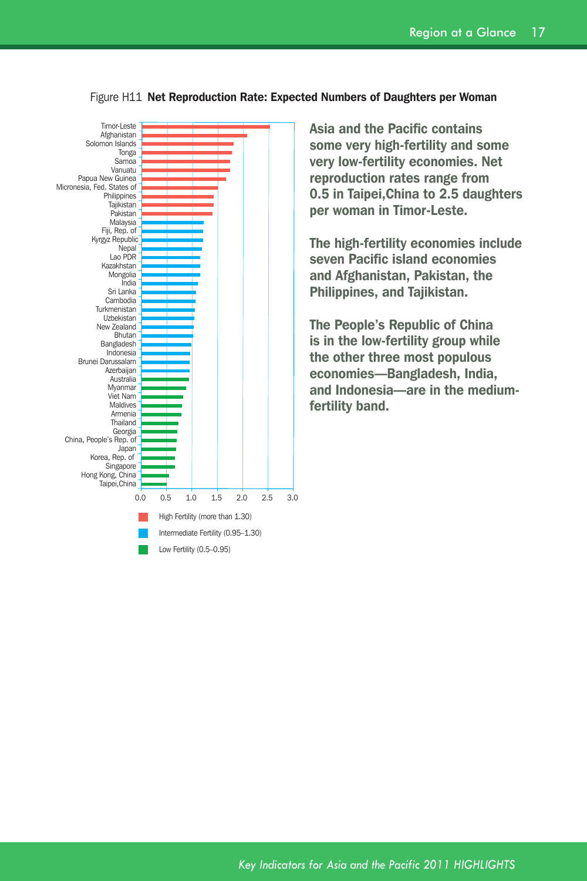Figure H11 **Net Reproduction Rate: Expected Numbers of Daughters per Woman**

**Asia and the Pacific contains some very high-fertility and some very low-fertility economies. Net reproduction rates range from 0.5 in Taipei,China to 2.5 daughters per woman in Timor-Leste.**

**The high-fertility economies include seven Pacific island economies and Afghanistan, Pakistan, the Philippines, and Tajikistan.**

**The People's Republic of China is in the low-fertility group while the other three most populous economies—Bangladesh, India, and Indonesia—are in the medium-fertility band.**

Economies (top to bottom): Timor-Leste, Afghanistan, Solomon Islands, Tonga, Samoa, Vanuatu, Papua New Guinea, Micronesia, Fed. States of, Philippines, Tajikistan, Pakistan, Malaysia, Fiji, Rep. of, Kyrgyz Republic, Nepal, Lao PDR, Kazakhstan, Mongolia, India, Sri Lanka, Cambodia, Turkmenistan, Uzbekistan, New Zealand, Bhutan, Bangladesh, Indonesia, Brunei Darussalam, Azerbaijan, Australia, Myanmar, Viet Nam, Maldives, Armenia, Thailand, Georgia, China, People's Rep. of, Japan, Korea, Rep. of, Singapore, Hong Kong, China, Taipei,China

Axis: 0.0, 0.5, 1.0, 1.5, 2.0, 2.5, 3.0

Legend:
- High Fertility (more than 1.30)
- Intermediate Fertility (0.95–1.30)
- Low Fertility (0.5–0.95)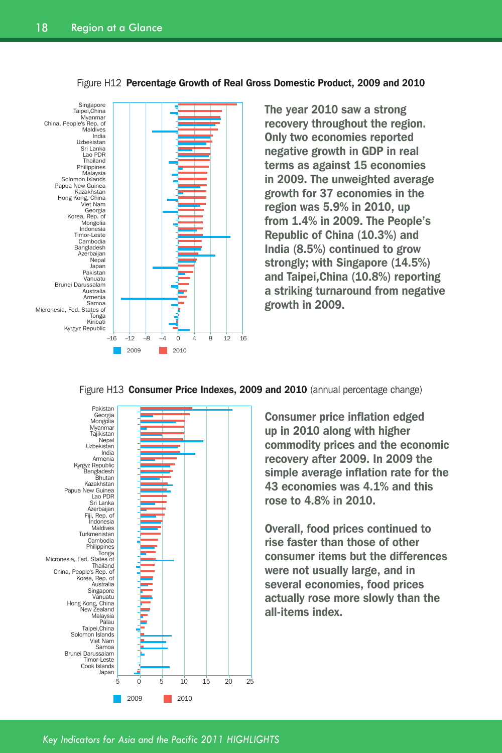Figure H12 **Percentage Growth of Real Gross Domestic Product, 2009 and 2010**

**The year 2010 saw a strong recovery throughout the region. Only two economies reported negative growth in GDP in real terms as against 15 economies in 2009. The unweighted average growth for 37 economies in the region was 5.9% in 2010, up from 1.4% in 2009. The People's Republic of China (10.3%) and India (8.5%) continued to grow strongly; with Singapore (14.5%) and Taipei,China (10.8%) reporting a striking turnaround from negative growth in 2009.**

Figure H13 **Consumer Price Indexes, 2009 and 2010** (annual percentage change)

**Consumer price inflation edged up in 2010 along with higher commodity prices and the economic recovery after 2009. In 2009 the simple average inflation rate for the 43 economies was 4.1% and this rose to 4.8% in 2010.**

**Overall, food prices continued to rise faster than those of other consumer items but the differences were not usually large, and in several economies, food prices actually rose more slowly than the all-items index.**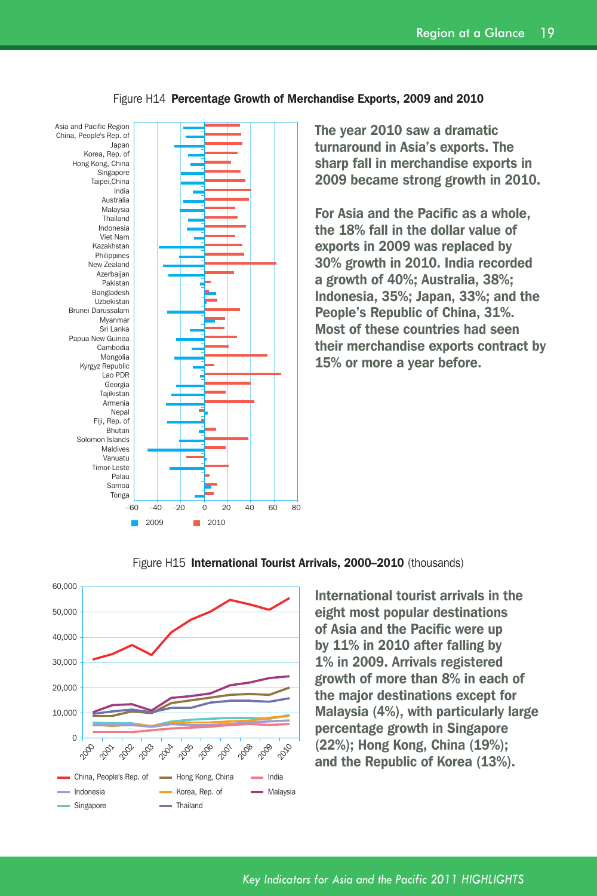Figure H14 **Percentage Growth of Merchandise Exports, 2009 and 2010**

**The year 2010 saw a dramatic turnaround in Asia's exports. The sharp fall in merchandise exports in 2009 became strong growth in 2010.**

**For Asia and the Pacific as a whole, the 18% fall in the dollar value of exports in 2009 was replaced by 30% growth in 2010. India recorded a growth of 40%; Australia, 38%; Indonesia, 35%; Japan, 33%; and the People's Republic of China, 31%. Most of these countries had seen their merchandise exports contract by 15% or more a year before.**

Figure H15 **International Tourist Arrivals, 2000–2010** (thousands)

**International tourist arrivals in the eight most popular destinations of Asia and the Pacific were up by 11% in 2010 after falling by 1% in 2009. Arrivals registered growth of more than 8% in each of the major destinations except for Malaysia (4%), with particularly large percentage growth in Singapore (22%); Hong Kong, China (19%); and the Republic of Korea (13%).**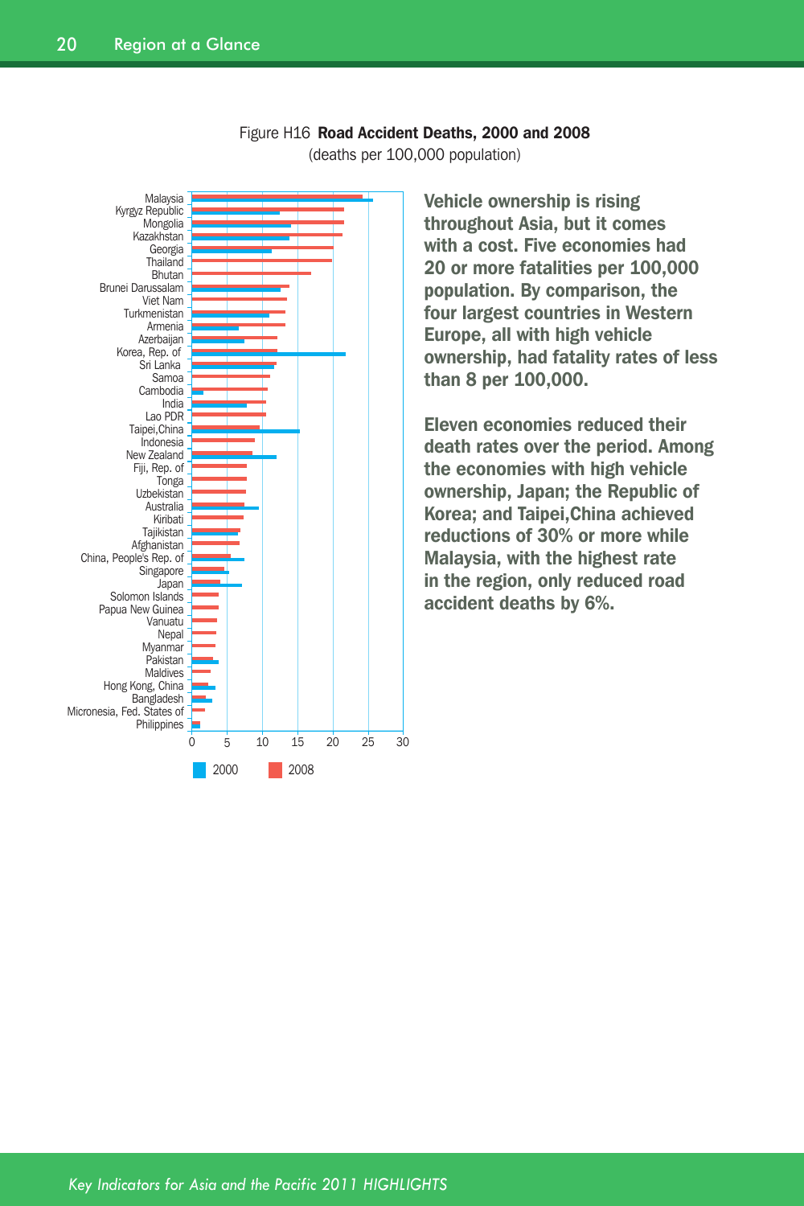Figure H16 **Road Accident Deaths, 2000 and 2008**
(deaths per 100,000 population)

**Vehicle ownership is rising throughout Asia, but it comes with a cost. Five economies had 20 or more fatalities per 100,000 population. By comparison, the four largest countries in Western Europe, all with high vehicle ownership, had fatality rates of less than 8 per 100,000.**

**Eleven economies reduced their death rates over the period. Among the economies with high vehicle ownership, Japan; the Republic of Korea; and Taipei,China achieved reductions of 30% or more while Malaysia, with the highest rate in the region, only reduced road accident deaths by 6%.**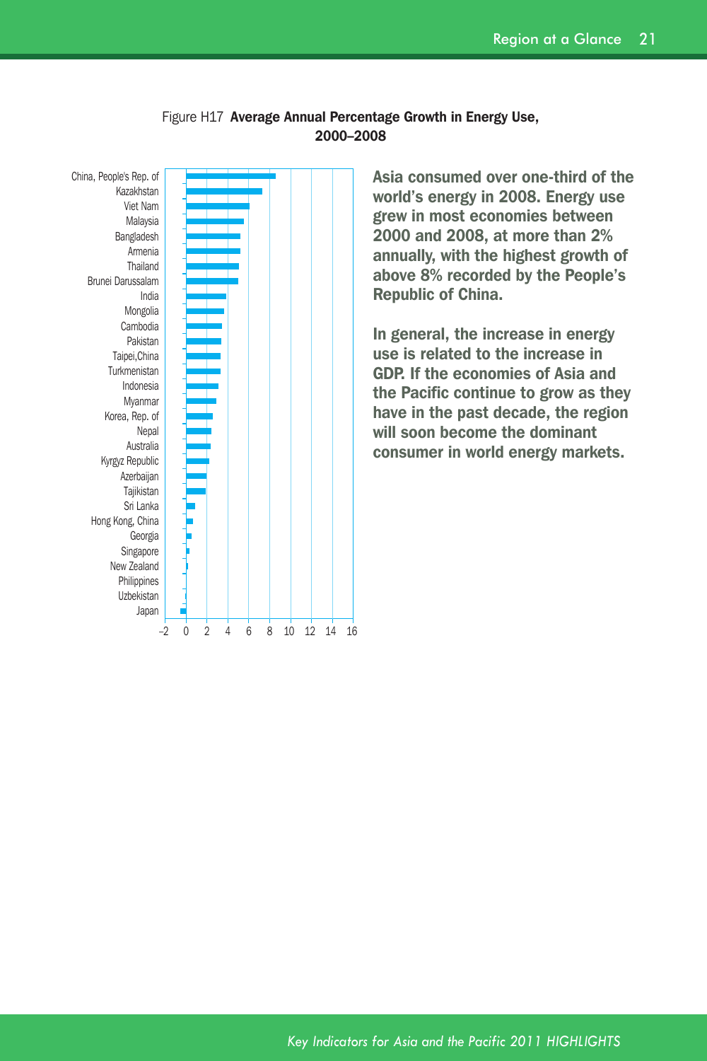Figure H17 **Average Annual Percentage Growth in Energy Use, 2000–2008**

China, People's Rep. of
Kazakhstan
Viet Nam
Malaysia
Bangladesh
Armenia
Thailand
Brunei Darussalam
India
Mongolia
Cambodia
Pakistan
Taipei,China
Turkmenistan
Indonesia
Myanmar
Korea, Rep. of
Nepal
Australia
Kyrgyz Republic
Azerbaijan
Tajikistan
Sri Lanka
Hong Kong, China
Georgia
Singapore
New Zealand
Philippines
Uzbekistan
Japan

–2 0 2 4 6 8 10 12 14 16

**Asia consumed over one-third of the world's energy in 2008. Energy use grew in most economies between 2000 and 2008, at more than 2% annually, with the highest growth of above 8% recorded by the People's Republic of China.**

**In general, the increase in energy use is related to the increase in GDP. If the economies of Asia and the Pacific continue to grow as they have in the past decade, the region will soon become the dominant consumer in world energy markets.**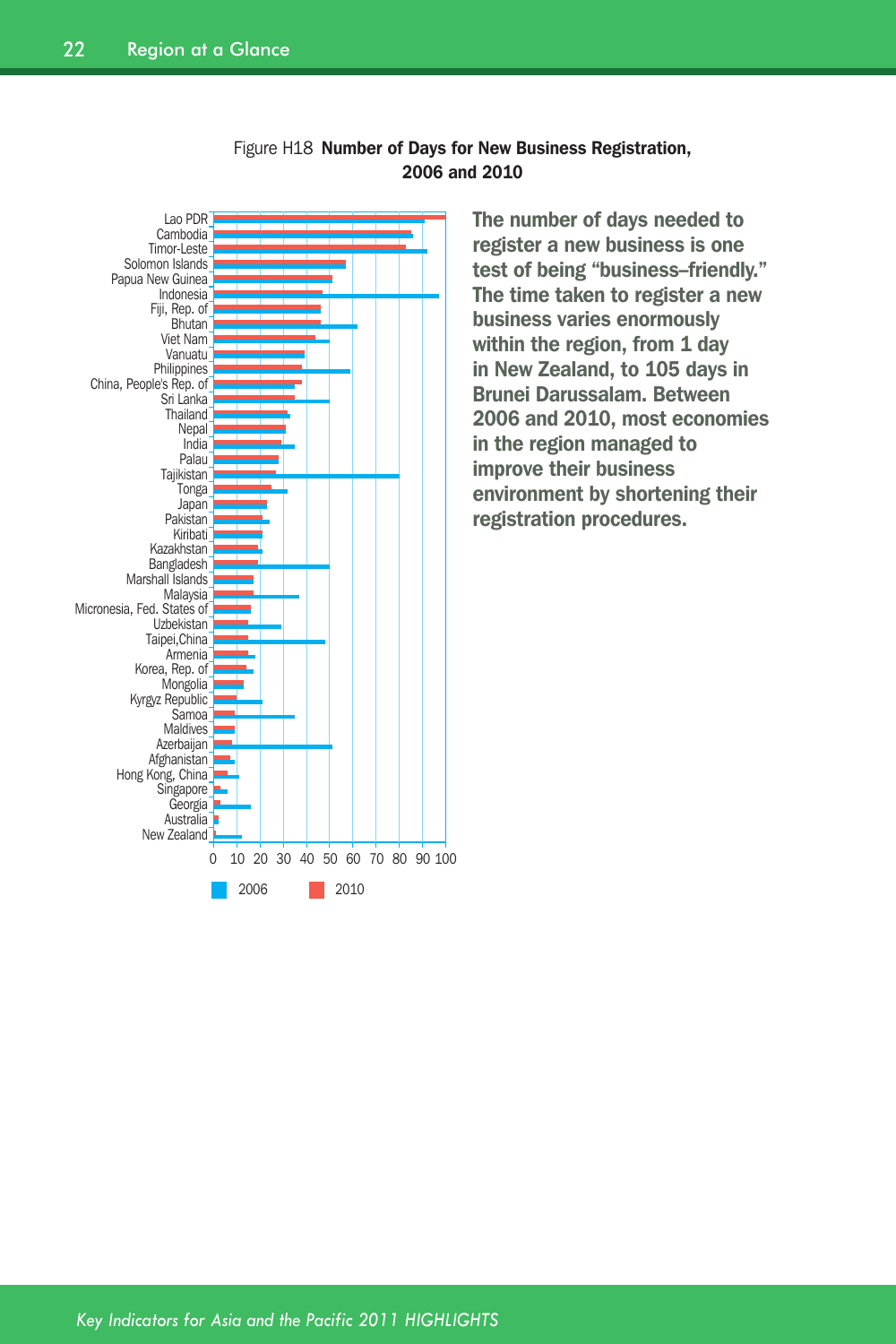Figure H18 **Number of Days for New Business Registration, 2006 and 2010**

Lao PDR
Cambodia
Timor-Leste
Solomon Islands
Papua New Guinea
Indonesia
Fiji, Rep. of
Bhutan
Viet Nam
Vanuatu
Philippines
China, People's Rep. of
Sri Lanka
Thailand
Nepal
India
Palau
Tajikistan
Tonga
Japan
Pakistan
Kiribati
Kazakhstan
Bangladesh
Marshall Islands
Malaysia
Micronesia, Fed. States of
Uzbekistan
Taipei,China
Armenia
Korea, Rep. of
Mongolia
Kyrgyz Republic
Samoa
Maldives
Azerbaijan
Afghanistan
Hong Kong, China
Singapore
Georgia
Australia
New Zealand

0 10 20 30 40 50 60 70 80 90 100

2006 2010

**The number of days needed to register a new business is one test of being "business–friendly." The time taken to register a new business varies enormously within the region, from 1 day in New Zealand, to 105 days in Brunei Darussalam. Between 2006 and 2010, most economies in the region managed to improve their business environment by shortening their registration procedures.**